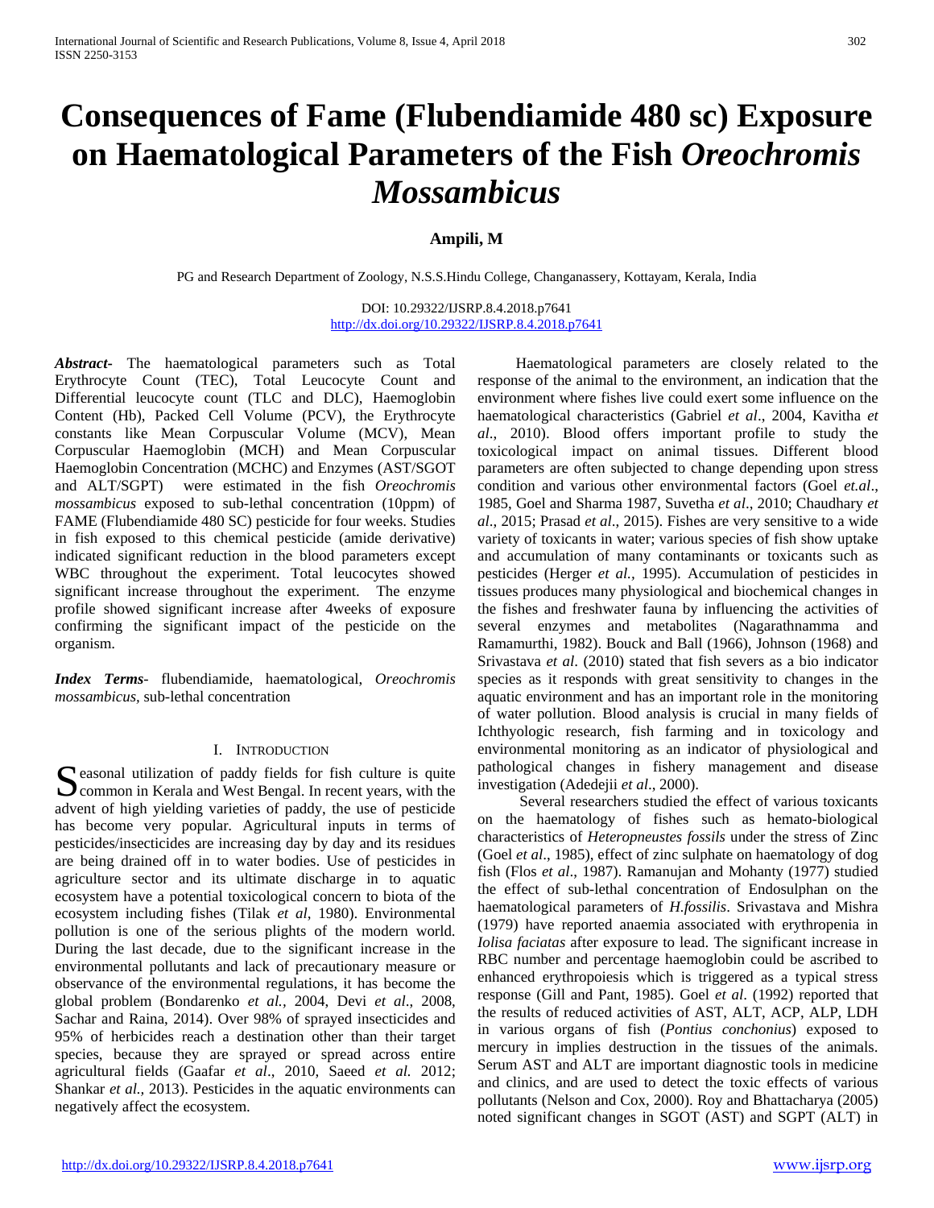# Consequences of Fame (Flubendiamide 480 sc) Exposure on Haematological Parameters of the Fish *Oreochromis Mossambicus*

**Ampili, M**

PG and Research Department of Zoology, N.S.S.Hindu College, Changanassery, Kottayam, Kerala, India

DOI: 10.29322/IJSRP.8.4.2018.p7641
http://dx.doi.org/10.29322/IJSRP.8.4.2018.p7641

***Abstract*-** The haematological parameters such as Total Erythrocyte Count (TEC), Total Leucocyte Count and Differential leucocyte count (TLC and DLC), Haemoglobin Content (Hb), Packed Cell Volume (PCV), the Erythrocyte constants like Mean Corpuscular Volume (MCV), Mean Corpuscular Haemoglobin (MCH) and Mean Corpuscular Haemoglobin Concentration (MCHC) and Enzymes (AST/SGOT and ALT/SGPT) were estimated in the fish *Oreochromis mossambicus* exposed to sub-lethal concentration (10ppm) of FAME (Flubendiamide 480 SC) pesticide for four weeks. Studies in fish exposed to this chemical pesticide (amide derivative) indicated significant reduction in the blood parameters except WBC throughout the experiment. Total leucocytes showed significant increase throughout the experiment. The enzyme profile showed significant increase after 4weeks of exposure confirming the significant impact of the pesticide on the organism.

***Index Terms*-** flubendiamide, haematological, *Oreochromis mossambicus*, sub-lethal concentration

## I. Introduction

Seasonal utilization of paddy fields for fish culture is quite common in Kerala and West Bengal. In recent years, with the advent of high yielding varieties of paddy, the use of pesticide has become very popular. Agricultural inputs in terms of pesticides/insecticides are increasing day by day and its residues are being drained off in to water bodies. Use of pesticides in agriculture sector and its ultimate discharge in to aquatic ecosystem have a potential toxicological concern to biota of the ecosystem including fishes (Tilak *et al*, 1980). Environmental pollution is one of the serious plights of the modern world. During the last decade, due to the significant increase in the environmental pollutants and lack of precautionary measure or observance of the environmental regulations, it has become the global problem (Bondarenko *et al.,* 2004, Devi *et al*., 2008, Sachar and Raina, 2014). Over 98% of sprayed insecticides and 95% of herbicides reach a destination other than their target species, because they are sprayed or spread across entire agricultural fields (Gaafar *et al*., 2010, Saeed *et al.* 2012; Shankar *et al.,* 2013). Pesticides in the aquatic environments can negatively affect the ecosystem.

Haematological parameters are closely related to the response of the animal to the environment, an indication that the environment where fishes live could exert some influence on the haematological characteristics (Gabriel *et al*., 2004, Kavitha *et al*., 2010). Blood offers important profile to study the toxicological impact on animal tissues. Different blood parameters are often subjected to change depending upon stress condition and various other environmental factors (Goel *et.al*., 1985, Goel and Sharma 1987, Suvetha *et al*., 2010; Chaudhary *et al*., 2015; Prasad *et al*., 2015). Fishes are very sensitive to a wide variety of toxicants in water; various species of fish show uptake and accumulation of many contaminants or toxicants such as pesticides (Herger *et al.,* 1995). Accumulation of pesticides in tissues produces many physiological and biochemical changes in the fishes and freshwater fauna by influencing the activities of several enzymes and metabolites (Nagarathnamma and Ramamurthi, 1982). Bouck and Ball (1966), Johnson (1968) and Srivastava *et al*. (2010) stated that fish severs as a bio indicator species as it responds with great sensitivity to changes in the aquatic environment and has an important role in the monitoring of water pollution. Blood analysis is crucial in many fields of Ichthyologic research, fish farming and in toxicology and environmental monitoring as an indicator of physiological and pathological changes in fishery management and disease investigation (Adedejii *et al*., 2000).

Several researchers studied the effect of various toxicants on the haematology of fishes such as hemato-biological characteristics of *Heteropneustes fossils* under the stress of Zinc (Goel *et al*., 1985), effect of zinc sulphate on haematology of dog fish (Flos *et al*., 1987). Ramanujan and Mohanty (1977) studied the effect of sub-lethal concentration of Endosulphan on the haematological parameters of *H.fossilis*. Srivastava and Mishra (1979) have reported anaemia associated with erythropenia in *Iolisa faciatas* after exposure to lead. The significant increase in RBC number and percentage haemoglobin could be ascribed to enhanced erythropoiesis which is triggered as a typical stress response (Gill and Pant, 1985). Goel *et al*. (1992) reported that the results of reduced activities of AST, ALT, ACP, ALP, LDH in various organs of fish (*Pontius conchonius*) exposed to mercury in implies destruction in the tissues of the animals. Serum AST and ALT are important diagnostic tools in medicine and clinics, and are used to detect the toxic effects of various pollutants (Nelson and Cox, 2000). Roy and Bhattacharya (2005) noted significant changes in SGOT (AST) and SGPT (ALT) in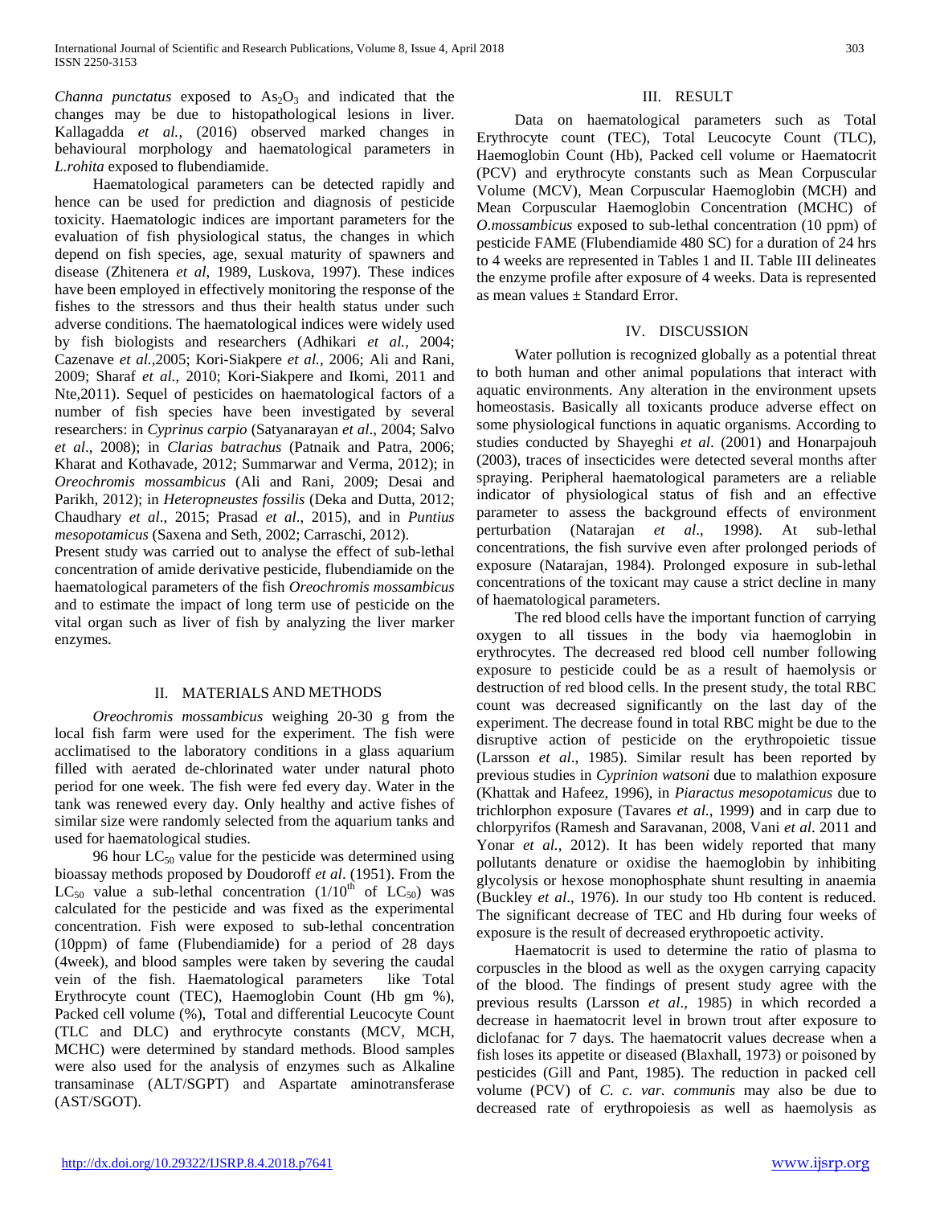*Channa punctatus* exposed to $As_2O_3$ and indicated that the changes may be due to histopathological lesions in liver. Kallagadda *et al.,* (2016) observed marked changes in behavioural morphology and haematological parameters in *L.rohita* exposed to flubendiamide.

Haematological parameters can be detected rapidly and hence can be used for prediction and diagnosis of pesticide toxicity. Haematologic indices are important parameters for the evaluation of fish physiological status, the changes in which depend on fish species, age, sexual maturity of spawners and disease (Zhitenera *et al*, 1989, Luskova, 1997). These indices have been employed in effectively monitoring the response of the fishes to the stressors and thus their health status under such adverse conditions. The haematological indices were widely used by fish biologists and researchers (Adhikari *et al.,* 2004; Cazenave *et al.,*2005; Kori-Siakpere *et al.,* 2006; Ali and Rani, 2009; Sharaf *et al.,* 2010; Kori-Siakpere and Ikomi, 2011 and Nte,2011). Sequel of pesticides on haematological factors of a number of fish species have been investigated by several researchers: in *Cyprinus carpio* (Satyanarayan *et al*., 2004; Salvo *et al*., 2008); in *Clarias batrachus* (Patnaik and Patra, 2006; Kharat and Kothavade, 2012; Summarwar and Verma, 2012); in *Oreochromis mossambicus* (Ali and Rani, 2009; Desai and Parikh, 2012); in *Heteropneustes fossilis* (Deka and Dutta, 2012; Chaudhary *et al*., 2015; Prasad *et al*., 2015), and in *Puntius mesopotamicus* (Saxena and Seth, 2002; Carraschi, 2012).

Present study was carried out to analyse the effect of sub-lethal concentration of amide derivative pesticide, flubendiamide on the haematological parameters of the fish *Oreochromis mossambicus* and to estimate the impact of long term use of pesticide on the vital organ such as liver of fish by analyzing the liver marker enzymes.

## II. MATERIALS AND METHODS

*Oreochromis mossambicus* weighing 20-30 g from the local fish farm were used for the experiment. The fish were acclimatised to the laboratory conditions in a glass aquarium filled with aerated de-chlorinated water under natural photo period for one week. The fish were fed every day. Water in the tank was renewed every day. Only healthy and active fishes of similar size were randomly selected from the aquarium tanks and used for haematological studies.

96 hour $LC_{50}$ value for the pesticide was determined using bioassay methods proposed by Doudoroff *et al*. (1951). From the $LC_{50}$ value a sub-lethal concentration ($1/10^{th}$ of $LC_{50}$) was calculated for the pesticide and was fixed as the experimental concentration. Fish were exposed to sub-lethal concentration (10ppm) of fame (Flubendiamide) for a period of 28 days (4week), and blood samples were taken by severing the caudal vein of the fish. Haematological parameters like Total Erythrocyte count (TEC), Haemoglobin Count (Hb gm %), Packed cell volume (%), Total and differential Leucocyte Count (TLC and DLC) and erythrocyte constants (MCV, MCH, MCHC) were determined by standard methods. Blood samples were also used for the analysis of enzymes such as Alkaline transaminase (ALT/SGPT) and Aspartate aminotransferase (AST/SGOT).

## III. RESULT

Data on haematological parameters such as Total Erythrocyte count (TEC), Total Leucocyte Count (TLC), Haemoglobin Count (Hb), Packed cell volume or Haematocrit (PCV) and erythrocyte constants such as Mean Corpuscular Volume (MCV), Mean Corpuscular Haemoglobin (MCH) and Mean Corpuscular Haemoglobin Concentration (MCHC) of *O.mossambicus* exposed to sub-lethal concentration (10 ppm) of pesticide FAME (Flubendiamide 480 SC) for a duration of 24 hrs to 4 weeks are represented in Tables 1 and II. Table III delineates the enzyme profile after exposure of 4 weeks. Data is represented as mean values ± Standard Error.

## IV. DISCUSSION

Water pollution is recognized globally as a potential threat to both human and other animal populations that interact with aquatic environments. Any alteration in the environment upsets homeostasis. Basically all toxicants produce adverse effect on some physiological functions in aquatic organisms. According to studies conducted by Shayeghi *et al*. (2001) and Honarpajouh (2003), traces of insecticides were detected several months after spraying. Peripheral haematological parameters are a reliable indicator of physiological status of fish and an effective parameter to assess the background effects of environment perturbation (Natarajan *et al*., 1998). At sub-lethal concentrations, the fish survive even after prolonged periods of exposure (Natarajan, 1984). Prolonged exposure in sub-lethal concentrations of the toxicant may cause a strict decline in many of haematological parameters.

The red blood cells have the important function of carrying oxygen to all tissues in the body via haemoglobin in erythrocytes. The decreased red blood cell number following exposure to pesticide could be as a result of haemolysis or destruction of red blood cells. In the present study, the total RBC count was decreased significantly on the last day of the experiment. The decrease found in total RBC might be due to the disruptive action of pesticide on the erythropoietic tissue (Larsson *et al*., 1985). Similar result has been reported by previous studies in *Cyprinion watsoni* due to malathion exposure (Khattak and Hafeez, 1996), in *Piaractus mesopotamicus* due to trichlorphon exposure (Tavares *et al*., 1999) and in carp due to chlorpyrifos (Ramesh and Saravanan, 2008, Vani *et al*. 2011 and Yonar *et al.,* 2012). It has been widely reported that many pollutants denature or oxidise the haemoglobin by inhibiting glycolysis or hexose monophosphate shunt resulting in anaemia (Buckley *et al*., 1976). In our study too Hb content is reduced. The significant decrease of TEC and Hb during four weeks of exposure is the result of decreased erythropoetic activity.

Haematocrit is used to determine the ratio of plasma to corpuscles in the blood as well as the oxygen carrying capacity of the blood. The findings of present study agree with the previous results (Larsson *et al*., 1985) in which recorded a decrease in haematocrit level in brown trout after exposure to diclofanac for 7 days. The haematocrit values decrease when a fish loses its appetite or diseased (Blaxhall, 1973) or poisoned by pesticides (Gill and Pant, 1985). The reduction in packed cell volume (PCV) of *C. c. var. communis* may also be due to decreased rate of erythropoiesis as well as haemolysis as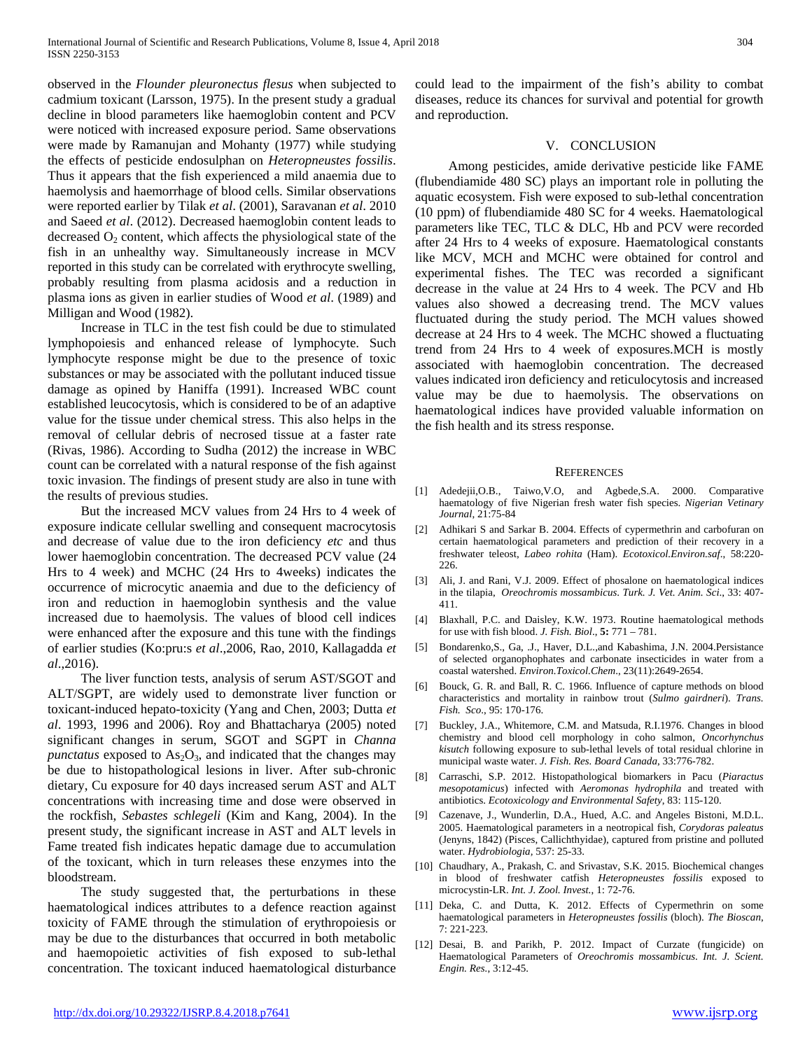observed in the *Flounder pleuronectus flesus* when subjected to cadmium toxicant (Larsson, 1975). In the present study a gradual decline in blood parameters like haemoglobin content and PCV were noticed with increased exposure period. Same observations were made by Ramanujan and Mohanty (1977) while studying the effects of pesticide endosulphan on *Heteropneustes fossilis*. Thus it appears that the fish experienced a mild anaemia due to haemolysis and haemorrhage of blood cells. Similar observations were reported earlier by Tilak *et al*. (2001), Saravanan *et al*. 2010 and Saeed *et al*. (2012). Decreased haemoglobin content leads to decreased $O_2$ content, which affects the physiological state of the fish in an unhealthy way. Simultaneously increase in MCV reported in this study can be correlated with erythrocyte swelling, probably resulting from plasma acidosis and a reduction in plasma ions as given in earlier studies of Wood *et al*. (1989) and Milligan and Wood (1982).

Increase in TLC in the test fish could be due to stimulated lymphopoiesis and enhanced release of lymphocyte. Such lymphocyte response might be due to the presence of toxic substances or may be associated with the pollutant induced tissue damage as opined by Haniffa (1991). Increased WBC count established leucocytosis, which is considered to be of an adaptive value for the tissue under chemical stress. This also helps in the removal of cellular debris of necrosed tissue at a faster rate (Rivas, 1986). According to Sudha (2012) the increase in WBC count can be correlated with a natural response of the fish against toxic invasion. The findings of present study are also in tune with the results of previous studies.

But the increased MCV values from 24 Hrs to 4 week of exposure indicate cellular swelling and consequent macrocytosis and decrease of value due to the iron deficiency *etc* and thus lower haemoglobin concentration. The decreased PCV value (24 Hrs to 4 week) and MCHC (24 Hrs to 4weeks) indicates the occurrence of microcytic anaemia and due to the deficiency of iron and reduction in haemoglobin synthesis and the value increased due to haemolysis. The values of blood cell indices were enhanced after the exposure and this tune with the findings of earlier studies (Ko:pru:s *et al*.,2006, Rao, 2010, Kallagadda *et al*.,2016).

The liver function tests, analysis of serum AST/SGOT and ALT/SGPT, are widely used to demonstrate liver function or toxicant-induced hepato-toxicity (Yang and Chen, 2003; Dutta *et al*. 1993, 1996 and 2006). Roy and Bhattacharya (2005) noted significant changes in serum, SGOT and SGPT in *Channa punctatus* exposed to $As_2O_3$, and indicated that the changes may be due to histopathological lesions in liver. After sub-chronic dietary, Cu exposure for 40 days increased serum AST and ALT concentrations with increasing time and dose were observed in the rockfish, *Sebastes schlegeli* (Kim and Kang, 2004). In the present study, the significant increase in AST and ALT levels in Fame treated fish indicates hepatic damage due to accumulation of the toxicant, which in turn releases these enzymes into the bloodstream.

The study suggested that, the perturbations in these haematological indices attributes to a defence reaction against toxicity of FAME through the stimulation of erythropoiesis or may be due to the disturbances that occurred in both metabolic and haemopoietic activities of fish exposed to sub-lethal concentration. The toxicant induced haematological disturbance could lead to the impairment of the fish's ability to combat diseases, reduce its chances for survival and potential for growth and reproduction.

## V. CONCLUSION

Among pesticides, amide derivative pesticide like FAME (flubendiamide 480 SC) plays an important role in polluting the aquatic ecosystem. Fish were exposed to sub-lethal concentration (10 ppm) of flubendiamide 480 SC for 4 weeks. Haematological parameters like TEC, TLC & DLC, Hb and PCV were recorded after 24 Hrs to 4 weeks of exposure. Haematological constants like MCV, MCH and MCHC were obtained for control and experimental fishes. The TEC was recorded a significant decrease in the value at 24 Hrs to 4 week. The PCV and Hb values also showed a decreasing trend. The MCV values fluctuated during the study period. The MCH values showed decrease at 24 Hrs to 4 week. The MCHC showed a fluctuating trend from 24 Hrs to 4 week of exposures.MCH is mostly associated with haemoglobin concentration. The decreased values indicated iron deficiency and reticulocytosis and increased value may be due to haemolysis. The observations on haematological indices have provided valuable information on the fish health and its stress response.

## REFERENCES

[1] Adedejii,O.B., Taiwo,V.O, and Agbede,S.A. 2000. Comparative haematology of five Nigerian fresh water fish species. *Nigerian Vetinary Journal*, 21:75-84

[2] Adhikari S and Sarkar B. 2004. Effects of cypermethrin and carbofuran on certain haematological parameters and prediction of their recovery in a freshwater teleost, *Labeo rohita* (Ham). *Ecotoxicol.Environ.saf*., 58:220-226.

[3] Ali, J. and Rani, V.J. 2009. Effect of phosalone on haematological indices in the tilapia, *Oreochromis mossambicus*. *Turk. J. Vet. Anim. Sci*., 33: 407-411.

[4] Blaxhall, P.C. and Daisley, K.W. 1973. Routine haematological methods for use with fish blood. *J. Fish. Biol*., **5:** 771 – 781.

[5] Bondarenko,S., Ga, .J., Haver, D.L.,and Kabashima, J.N. 2004.Persistance of selected organophophates and carbonate insecticides in water from a coastal watershed. *Environ.Toxicol.Chem*., 23(11):2649-2654.

[6] Bouck, G. R. and Ball, R. C. 1966. Influence of capture methods on blood characteristics and mortality in rainbow trout (*Sulmo gairdneri*). *Trans. Fish. Sco*., 95: 170-176.

[7] Buckley, J.A., Whitemore, C.M. and Matsuda, R.I.1976. Changes in blood chemistry and blood cell morphology in coho salmon, *Oncorhynchus kisutch* following exposure to sub-lethal levels of total residual chlorine in municipal waste water. *J. Fish. Res. Board Canada*, 33:776-782.

[8] Carraschi, S.P. 2012. Histopathological biomarkers in Pacu (*Piaractus mesopotamicus*) infected with *Aeromonas hydrophila* and treated with antibiotics. *Ecotoxicology and Environmental Safety*, 83: 115-120.

[9] Cazenave, J., Wunderlin, D.A., Hued, A.C. and Angeles Bistoni, M.D.L. 2005. Haematological parameters in a neotropical fish, *Corydoras paleatus* (Jenyns, 1842) (Pisces, Callichthyidae), captured from pristine and polluted water. *Hydrobiologia*, 537: 25-33.

[10] Chaudhary, A., Prakash, C. and Srivastav, S.K. 2015. Biochemical changes in blood of freshwater catfish *Heteropneustes fossilis* exposed to microcystin-LR. *Int. J. Zool. Invest.*, 1: 72-76.

[11] Deka, C. and Dutta, K. 2012. Effects of Cypermethrin on some haematological parameters in *Heteropneustes fossilis* (bloch). *The Bioscan*, 7: 221-223.

[12] Desai, B. and Parikh, P. 2012. Impact of Curzate (fungicide) on Haematological Parameters of *Oreochromis mossambicus*. *Int. J. Scient. Engin. Res.*, 3:12-45.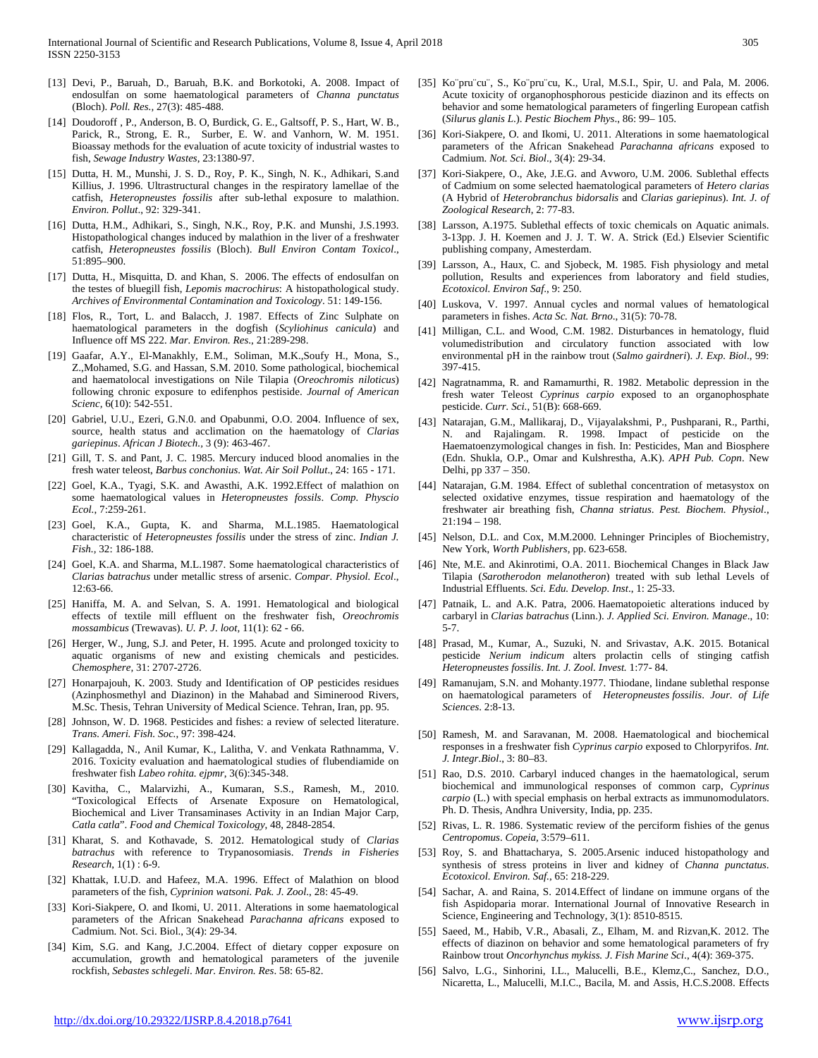[13] Devi, P., Baruah, D., Baruah, B.K. and Borkotoki, A. 2008. Impact of endosulfan on some haematological parameters of *Channa punctatus* (Bloch). *Poll. Res.*, 27(3): 485-488.

[14] Doudoroff , P., Anderson, B. O, Burdick, G. E., Galtsoff, P. S., Hart, W. B., Parick, R., Strong, E. R., Surber, E. W. and Vanhorn, W. M. 1951. Bioassay methods for the evaluation of acute toxicity of industrial wastes to fish, *Sewage Industry Wastes*, 23:1380-97.

[15] Dutta, H. M., Munshi, J. S. D., Roy, P. K., Singh, N. K., Adhikari, S.and Killius, J. 1996. Ultrastructural changes in the respiratory lamellae of the catfish, *Heteropneustes fossilis* after sub-lethal exposure to malathion. *Environ. Pollut*., 92: 329-341.

[16] Dutta, H.M., Adhikari, S., Singh, N.K., Roy, P.K. and Munshi, J.S.1993. Histopathological changes induced by malathion in the liver of a freshwater catfish, *Heteropneustes fossilis* (Bloch). *Bull Environ Contam Toxicol*., 51:895–900.

[17] Dutta, H., Misquitta, D. and Khan, S. 2006. The effects of endosulfan on the testes of bluegill fish, *Lepomis macrochirus*: A histopathological study. *Archives of Environmental Contamination and Toxicology*. 51: 149-156.

[18] Flos, R., Tort, L. and Balacch, J. 1987. Effects of Zinc Sulphate on haematological parameters in the dogfish (*Scyliohinus canicula*) and Influence off MS 222. *Mar. Environ. Res*., 21:289-298.

[19] Gaafar, A.Y., El-Manakhly, E.M., Soliman, M.K.,Soufy H., Mona, S., Z.,Mohamed, S.G. and Hassan, S.M. 2010. Some pathological, biochemical and haematolocal investigations on Nile Tilapia (*Oreochromis niloticus*) following chronic exposure to edifenphos pestiside. *Journal of American Scienc*, 6(10): 542-551.

[20] Gabriel, U.U., Ezeri, G.N.0. and Opabunmi, O.O. 2004. Influence of sex, source, health status and acclimation on the haematology of *Clarias gariepinus*. *African J Biotech.*, 3 (9): 463-467.

[21] Gill, T. S. and Pant, J. C. 1985. Mercury induced blood anomalies in the fresh water teleost, *Barbus conchonius*. *Wat. Air Soil Pollut*., 24: 165 - 171.

[22] Goel, K.A., Tyagi, S.K. and Awasthi, A.K. 1992.Effect of malathion on some haematological values in *Heteropneustes fossils*. *Comp. Physcio Ecol.*, 7:259-261.

[23] Goel, K.A., Gupta, K. and Sharma, M.L.1985. Haematological characteristic of *Heteropneustes fossilis* under the stress of zinc. *Indian J. Fish.*, 32: 186-188.

[24] Goel, K.A. and Sharma, M.L.1987. Some haematological characteristics of *Clarias batrachus* under metallic stress of arsenic. *Compar. Physiol. Ecol*., 12:63-66.

[25] Haniffa, M. A. and Selvan, S. A. 1991. Hematological and biological effects of textile mill effluent on the freshwater fish, *Oreochromis mossambicus* (Trewavas). *U. P. J. loot*, 11(1): 62 - 66.

[26] Herger, W., Jung, S.J. and Peter, H. 1995. Acute and prolonged toxicity to aquatic organisms of new and existing chemicals and pesticides. *Chemosphere*, 31: 2707-2726.

[27] Honarpajouh, K. 2003. Study and Identification of OP pesticides residues (Azinphosmethyl and Diazinon) in the Mahabad and Siminerood Rivers, M.Sc. Thesis, Tehran University of Medical Science. Tehran, Iran, pp. 95.

[28] Johnson, W. D. 1968. Pesticides and fishes: a review of selected literature. *Trans. Ameri. Fish. Soc.*, 97: 398-424.

[29] Kallagadda, N., Anil Kumar, K., Lalitha, V. and Venkata Rathnamma, V. 2016. Toxicity evaluation and haematological studies of flubendiamide on freshwater fish *Labeo rohita. ejpmr*, 3(6):345-348.

[30] Kavitha, C., Malarvizhi, A., Kumaran, S.S., Ramesh, M., 2010. "Toxicological Effects of Arsenate Exposure on Hematological, Biochemical and Liver Transaminases Activity in an Indian Major Carp, *Catla catla*". *Food and Chemical Toxicology*, 48, 2848-2854.

[31] Kharat, S. and Kothavade, S. 2012. Hematological study of *Clarias batrachus* with reference to Trypanosomiasis. *Trends in Fisheries Research*, 1(1) : 6-9.

[32] Khattak, I.U.D. and Hafeez, M.A. 1996. Effect of Malathion on blood parameters of the fish, *Cyprinion watsoni. Pak. J. Zool*., 28: 45-49.

[33] Kori-Siakpere, O. and Ikomi, U. 2011. Alterations in some haematological parameters of the African Snakehead *Parachanna africans* exposed to Cadmium. Not. Sci. Biol., 3(4): 29-34.

[34] Kim, S.G. and Kang, J.C.2004. Effect of dietary copper exposure on accumulation, growth and hematological parameters of the juvenile rockfish, *Sebastes schlegeli*. *Mar. Environ. Res*. 58: 65-82.

[35] Ko¨pru¨cu¨, S., Ko¨pru¨cu, K., Ural, M.S.I., Spir, U. and Pala, M. 2006. Acute toxicity of organophosphorous pesticide diazinon and its effects on behavior and some hematological parameters of fingerling European catfish (*Silurus glanis L*.). *Pestic Biochem Phys*., 86: 99– 105.

[36] Kori-Siakpere, O. and Ikomi, U. 2011. Alterations in some haematological parameters of the African Snakehead *Parachanna africans* exposed to Cadmium. *Not. Sci. Biol*., 3(4): 29-34.

[37] Kori-Siakpere, O., Ake, J.E.G. and Avworo, U.M. 2006. Sublethal effects of Cadmium on some selected haematological parameters of *Hetero clarias* (A Hybrid of *Heterobranchus bidorsalis* and *Clarias gariepinus*). *Int. J. of Zoological Research*, 2: 77-83.

[38] Larsson, A.1975. Sublethal effects of toxic chemicals on Aquatic animals. 3-13pp. J. H. Koemen and J. J. T. W. A. Strick (Ed.) Elsevier Scientific publishing company, Amesterdam.

[39] Larsson, A., Haux, C. and Sjobeck, M. 1985. Fish physiology and metal pollution, Results and experiences from laboratory and field studies, *Ecotoxicol. Environ Saf.*, 9: 250.

[40] Luskova, V. 1997. Annual cycles and normal values of hematological parameters in fishes. *Acta Sc. Nat. Brno*., 31(5): 70-78.

[41] Milligan, C.L. and Wood, C.M. 1982. Disturbances in hematology, fluid volumedistribution and circulatory function associated with low environmental pH in the rainbow trout (*Salmo gairdneri*). *J. Exp. Biol*., 99: 397-415.

[42] Nagratnamma, R. and Ramamurthi, R. 1982. Metabolic depression in the fresh water Teleost *Cyprinus carpio* exposed to an organophosphate pesticide. *Curr. Sci.*, 51(B): 668-669.

[43] Natarajan, G.M., Mallikaraj, D., Vijayalakshmi, P., Pushparani, R., Parthi, N. and Rajalingam. R. 1998. Impact of pesticide on the Haematoenzymological changes in fish. In: Pesticides, Man and Biosphere (Edn. Shukla, O.P., Omar and Kulshrestha, A.K). *APH Pub. Copn*. New Delhi, pp 337 – 350.

[44] Natarajan, G.M. 1984. Effect of sublethal concentration of metasystox on selected oxidative enzymes, tissue respiration and haematology of the freshwater air breathing fish, *Channa striatus*. *Pest. Biochem. Physiol*., 21:194 – 198.

[45] Nelson, D.L. and Cox, M.M.2000. Lehninger Principles of Biochemistry, New York, *Worth Publishers*, pp. 623-658.

[46] Nte, M.E. and Akinrotimi, O.A. 2011. Biochemical Changes in Black Jaw Tilapia (*Sarotherodon melanotheron*) treated with sub lethal Levels of Industrial Effluents. *Sci. Edu. Develop. Inst*., 1: 25-33.

[47] Patnaik, L. and A.K. Patra, 2006. Haematopoietic alterations induced by carbaryl in *Clarias batrachus* (Linn.). *J. Applied Sci. Environ. Manage*., 10: 5-7.

[48] Prasad, M., Kumar, A., Suzuki, N. and Srivastav, A.K. 2015. Botanical pesticide *Nerium indicum* alters prolactin cells of stinging catfish *Heteropneustes fossilis*. *Int. J. Zool. Invest.* 1:77- 84.

[49] Ramanujam, S.N. and Mohanty.1977. Thiodane, lindane sublethal response on haematological parameters of *Heteropneustes fossilis*. *Jour. of Life Sciences*. 2:8-13.

[50] Ramesh, M. and Saravanan, M. 2008. Haematological and biochemical responses in a freshwater fish *Cyprinus carpio* exposed to Chlorpyrifos. *Int. J. Integr.Biol*., 3: 80–83.

[51] Rao, D.S. 2010. Carbaryl induced changes in the haematological, serum biochemical and immunological responses of common carp, *Cyprinus carpio* (L.) with special emphasis on herbal extracts as immunomodulators. Ph. D. Thesis, Andhra University, India, pp. 235.

[52] Rivas, L. R. 1986. Systematic review of the perciform fishies of the genus *Centropomus*. *Copeia*, 3:579–611.

[53] Roy, S. and Bhattacharya, S. 2005.Arsenic induced histopathology and synthesis of stress proteins in liver and kidney of *Channa punctatus*. *Ecotoxicol. Environ. Saf.*, 65: 218-229.

[54] Sachar, A. and Raina, S. 2014.Effect of lindane on immune organs of the fish Aspidoparia morar. International Journal of Innovative Research in Science, Engineering and Technology, 3(1): 8510-8515.

[55] Saeed, M., Habib, V.R., Abasali, Z., Elham, M. and Rizvan,K. 2012. The effects of diazinon on behavior and some hematological parameters of fry Rainbow trout *Oncorhynchus mykiss. J. Fish Marine Sci*., 4(4): 369-375.

[56] Salvo, L.G., Sinhorini, I.L., Malucelli, B.E., Klemz,C., Sanchez, D.O., Nicaretta, L., Malucelli, M.I.C., Bacila, M. and Assis, H.C.S.2008. Effects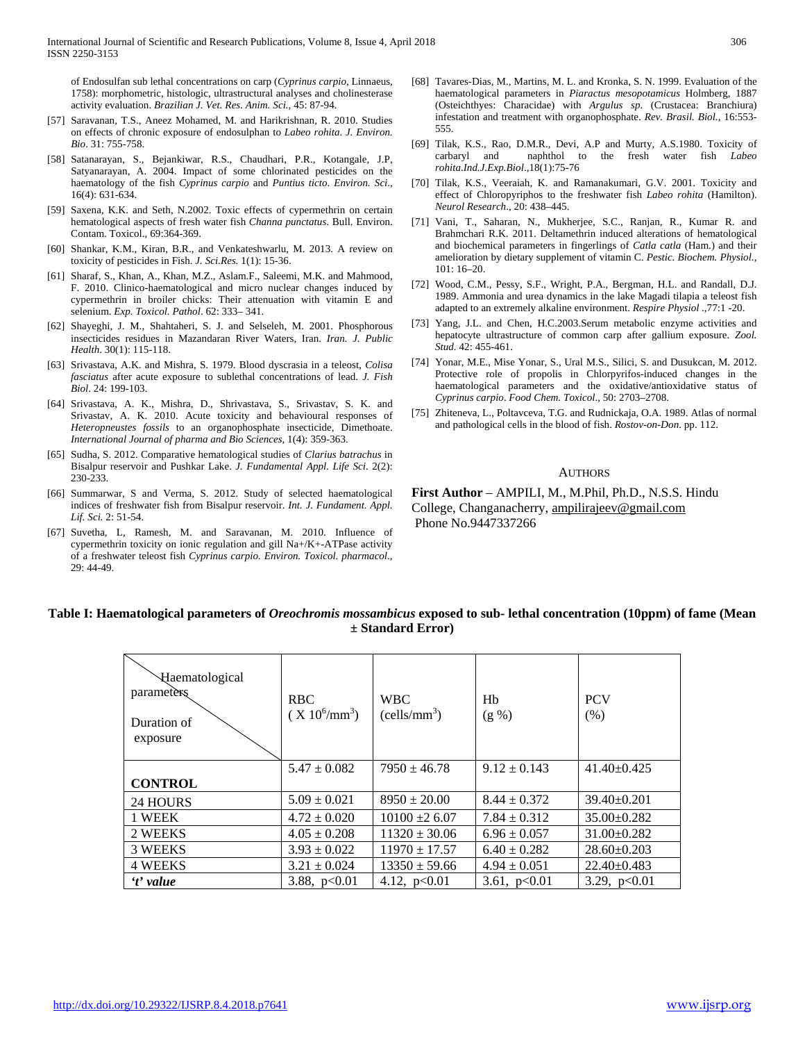of Endosulfan sub lethal concentrations on carp (*Cyprinus carpio,* Linnaeus, 1758): morphometric, histologic, ultrastructural analyses and cholinesterase activity evaluation. *Brazilian J. Vet. Res. Anim. Sci.,* 45: 87-94.

[57] Saravanan, T.S., Aneez Mohamed, M. and Harikrishnan, R. 2010. Studies on effects of chronic exposure of endosulphan to *Labeo rohita. J. Environ. Bio*. 31: 755-758.

[58] Satanarayan, S., Bejankiwar, R.S., Chaudhari, P.R., Kotangale, J.P, Satyanarayan, A. 2004. Impact of some chlorinated pesticides on the haematology of the fish *Cyprinus carpio* and *Puntius ticto*. *Environ. Sci*., 16(4): 631-634.

[59] Saxena, K.K. and Seth, N.2002. Toxic effects of cypermethrin on certain hematological aspects of fresh water fish *Channa punctatus*. Bull. Environ. Contam. Toxicol., 69:364-369.

[60] Shankar, K.M., Kiran, B.R., and Venkateshwarlu, M. 2013. A review on toxicity of pesticides in Fish. *J. Sci.Res.* 1(1): 15-36.

[61] Sharaf, S., Khan, A., Khan, M.Z., Aslam.F., Saleemi, M.K. and Mahmood, F. 2010. Clinico-haematological and micro nuclear changes induced by cypermethrin in broiler chicks: Their attenuation with vitamin E and selenium. *Exp. Toxicol. Pathol*. 62: 333– 341.

[62] Shayeghi, J. M., Shahtaheri, S. J. and Selseleh, M. 2001. Phosphorous insecticides residues in Mazandaran River Waters, Iran. *Iran. J. Public Health.* 30(1): 115-118.

[63] Srivastava, A.K. and Mishra, S. 1979. Blood dyscrasia in a teleost, *Colisa fasciatus* after acute exposure to sublethal concentrations of lead. *J. Fish Biol*. 24: 199-103.

[64] Srivastava, A. K., Mishra, D., Shrivastava, S., Srivastav, S. K. and Srivastav, A. K. 2010. Acute toxicity and behavioural responses of *Heteropneustes fossils* to an organophosphate insecticide, Dimethoate. *International Journal of pharma and Bio Sciences*, 1(4): 359-363.

[65] Sudha, S. 2012. Comparative hematological studies of *Clarius batrachus* in Bisalpur reservoir and Pushkar Lake. *J. Fundamental Appl. Life Sci*. 2(2): 230-233.

[66] Summarwar, S and Verma, S. 2012. Study of selected haematological indices of freshwater fish from Bisalpur reservoir. *Int. J. Fundament. Appl. Lif. Sci.* 2: 51-54.

[67] Suvetha, L, Ramesh, M. and Saravanan, M. 2010. Influence of cypermethrin toxicity on ionic regulation and gill Na+/K+-ATPase activity of a freshwater teleost fish *Cyprinus carpio*. *Environ. Toxicol. pharmacol*., 29: 44-49.

[68] Tavares-Dias, M., Martins, M. L. and Kronka, S. N. 1999. Evaluation of the haematological parameters in *Piaractus mesopotamicus* Holmberg, 1887 (Osteichthyes: Characidae) with *Argulus sp*. (Crustacea: Branchiura) infestation and treatment with organophosphate. *Rev. Brasil. Biol.,* 16:553-555.

[69] Tilak, K.S., Rao, D.M.R., Devi, A.P and Murty, A.S.1980. Toxicity of carbaryl and naphthol to the fresh water fish *Labeo rohita*.*Ind.J.Exp.Biol*.,18(1):75-76

[70] Tilak, K.S., Veeraiah, K. and Ramanakumari, G.V. 2001. Toxicity and effect of Chloropyriphos to the freshwater fish *Labeo rohita* (Hamilton). *Neurol Research*., 20: 438–445.

[71] Vani, T., Saharan, N., Mukherjee, S.C., Ranjan, R., Kumar R. and Brahmchari R.K. 2011. Deltamethrin induced alterations of hematological and biochemical parameters in fingerlings of *Catla catla* (Ham.) and their amelioration by dietary supplement of vitamin C. *Pestic. Biochem. Physiol.,* 101: 16–20.

[72] Wood, C.M., Pessy, S.F., Wright, P.A., Bergman, H.L. and Randall, D.J. 1989. Ammonia and urea dynamics in the lake Magadi tilapia a teleost fish adapted to an extremely alkaline environment. *Respire Physiol* .,77:1 -20.

[73] Yang, J.L. and Chen, H.C.2003.Serum metabolic enzyme activities and hepatocyte ultrastructure of common carp after gallium exposure. *Zool. Stud.* 42: 455-461.

[74] Yonar, M.E., Mise Yonar, S., Ural M.S., Silici, S. and Dusukcan, M. 2012. Protective role of propolis in Chlorpyrifos-induced changes in the haematological parameters and the oxidative/antioxidative status of *Cyprinus carpio*. *Food Chem. Toxicol*., 50: 2703–2708.

[75] Zhiteneva, L., Poltavceva, T.G. and Rudnickaja, O.A. 1989. Atlas of normal and pathological cells in the blood of fish. *Rostov-on-Don*. pp. 112.

## AUTHORS

**First Author** – AMPILI, M., M.Phil, Ph.D., N.S.S. Hindu College, Changanacherry, ampilirajeev@gmail.com
Phone No.9447337266

**Table I: Haematological parameters of *Oreochromis mossambicus* exposed to sub- lethal concentration (10ppm) of fame (Mean ± Standard Error)**

| Haematological parameters / Duration of exposure | RBC ($X 10^6/mm^3$) | WBC ($cells/mm^3$) | Hb (g %) | PCV (%) |
|---|---|---|---|---|
| **CONTROL** | 5.47 ± 0.082 | 7950 ± 46.78 | 9.12 ± 0.143 | 41.40±0.425 |
| 24 HOURS | 5.09 ± 0.021 | 8950 ± 20.00 | 8.44 ± 0.372 | 39.40±0.201 |
| 1 WEEK | 4.72 ± 0.020 | 10100 ±2 6.07 | 7.84 ± 0.312 | 35.00±0.282 |
| 2 WEEKS | 4.05 ± 0.208 | 11320 ± 30.06 | 6.96 ± 0.057 | 31.00±0.282 |
| 3 WEEKS | 3.93 ± 0.022 | 11970 ± 17.57 | 6.40 ± 0.282 | 28.60±0.203 |
| 4 WEEKS | 3.21 ± 0.024 | 13350 ± 59.66 | 4.94 ± 0.051 | 22.40±0.483 |
| ***'t' value*** | 3.88, $p<0.01$ | 4.12, $p<0.01$ | 3.61, $p<0.01$ | 3.29, $p<0.01$ |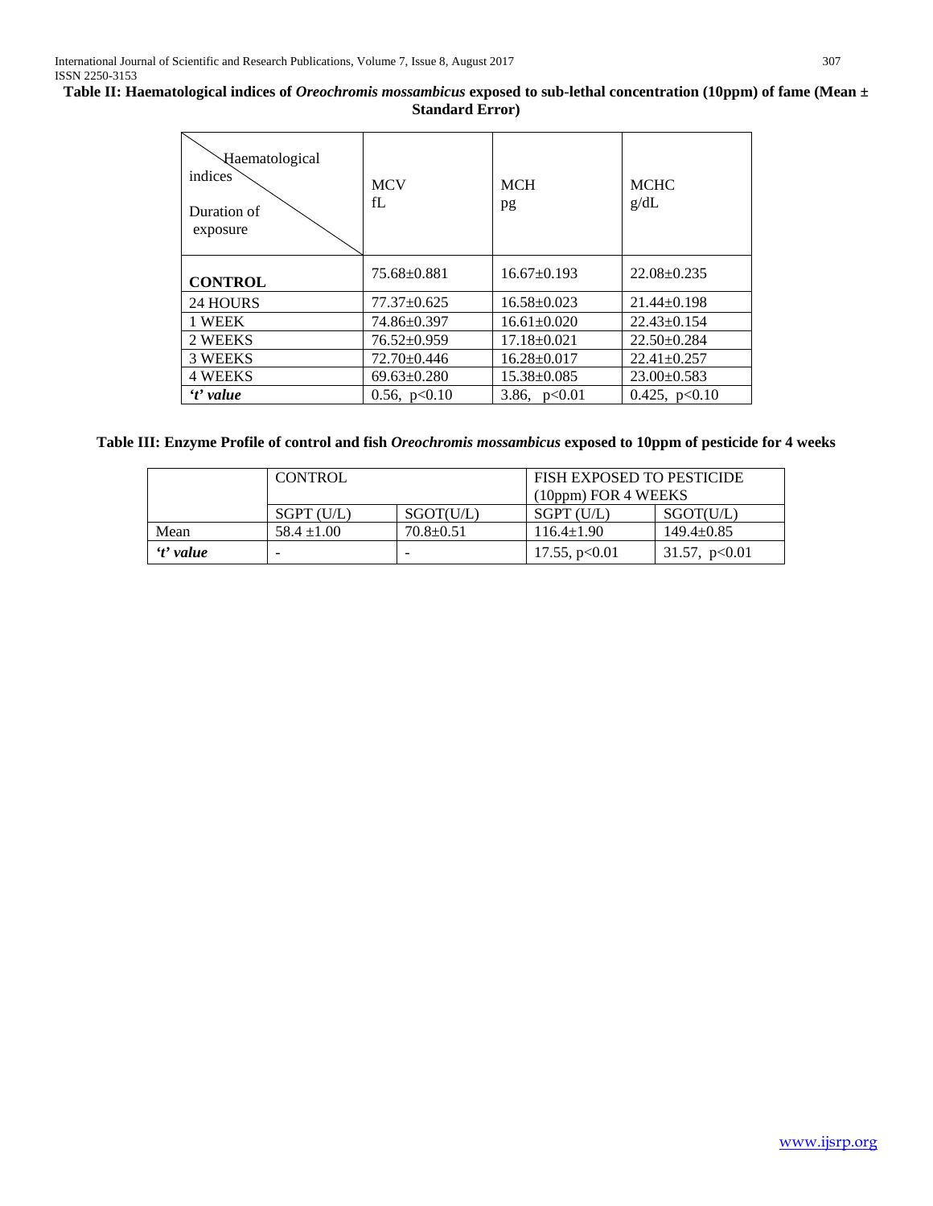**Table II: Haematological indices of *Oreochromis mossambicus* exposed to sub-lethal concentration (10ppm) of fame (Mean ± Standard Error)**

| Haematological indices / Duration of exposure | MCV fL | MCH pg | MCHC g/dL |
|---|---|---|---|
| **CONTROL** | 75.68±0.881 | 16.67±0.193 | 22.08±0.235 |
| 24 HOURS | 77.37±0.625 | 16.58±0.023 | 21.44±0.198 |
| 1 WEEK | 74.86±0.397 | 16.61±0.020 | 22.43±0.154 |
| 2 WEEKS | 76.52±0.959 | 17.18±0.021 | 22.50±0.284 |
| 3 WEEKS | 72.70±0.446 | 16.28±0.017 | 22.41±0.257 |
| 4 WEEKS | 69.63±0.280 | 15.38±0.085 | 23.00±0.583 |
| ***'t' value*** | 0.56, $p<0.10$ | 3.86, $p<0.01$ | 0.425, $p<0.10$ |

**Table III: Enzyme Profile of control and fish *Oreochromis mossambicus* exposed to 10ppm of pesticide for 4 weeks**

| | CONTROL | | FISH EXPOSED TO PESTICIDE (10ppm) FOR 4 WEEKS | |
|---|---|---|---|---|
| | SGPT (U/L) | SGOT(U/L) | SGPT (U/L) | SGOT(U/L) |
| Mean | 58.4 ±1.00 | 70.8±0.51 | 116.4±1.90 | 149.4±0.85 |
| ***'t' value*** | - | - | 17.55, $p<0.01$ | 31.57, $p<0.01$ |